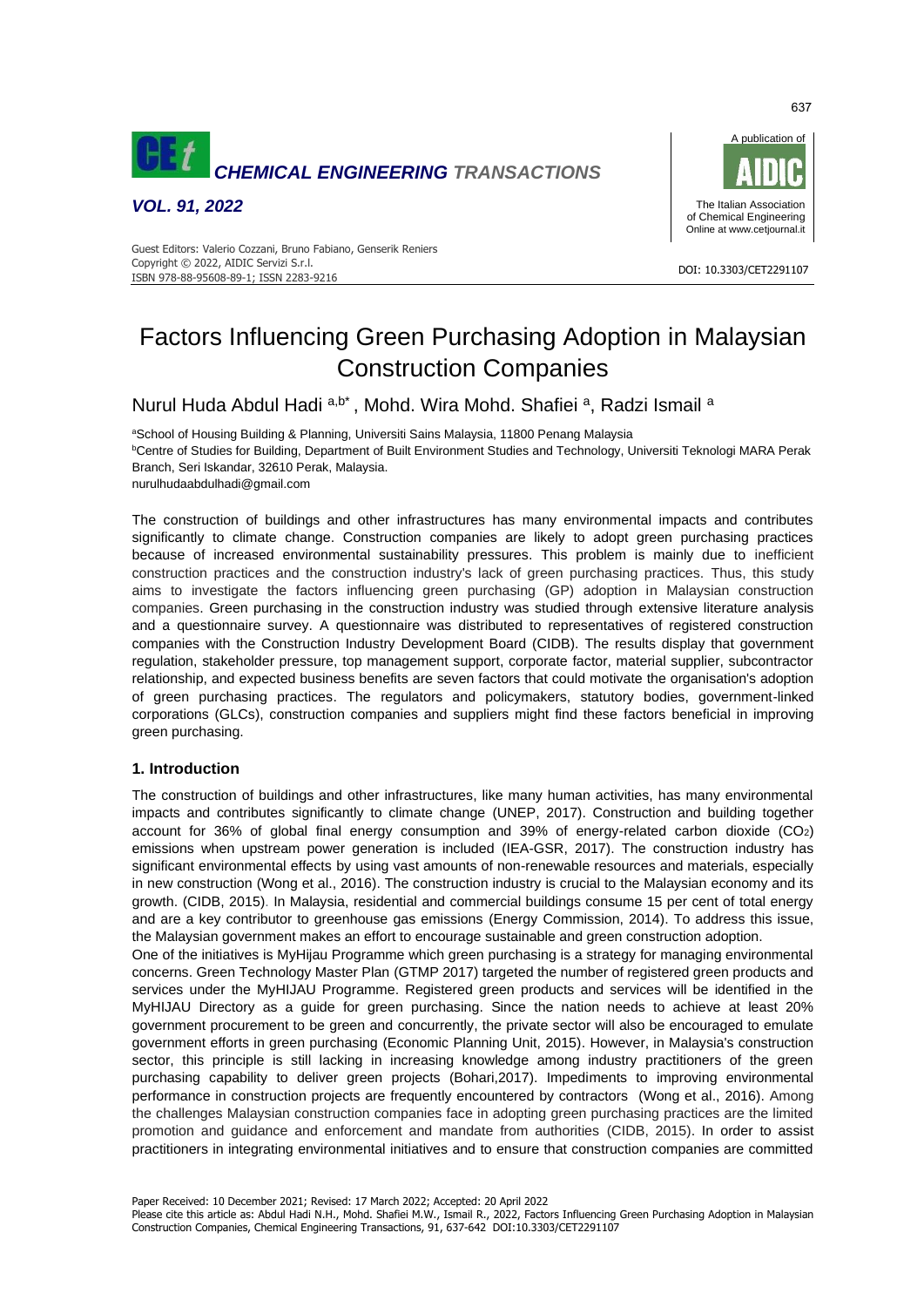# Factors Influencing Green Purchasing Adoption in Malaysian Construction Companies

Nurul Huda Abdul Hadi [a,b*], Mohd. Wira Mohd. Shafiei [a], Radzi Ismail [a]

[a]School of Housing Building & Planning, Universiti Sains Malaysia, 11800 Penang Malaysia
[b]Centre of Studies for Building, Department of Built Environment Studies and Technology, Universiti Teknologi MARA Perak Branch, Seri Iskandar, 32610 Perak, Malaysia.
nurulhudaabdulhadi@gmail.com

The construction of buildings and other infrastructures has many environmental impacts and contributes significantly to climate change. Construction companies are likely to adopt green purchasing practices because of increased environmental sustainability pressures. This problem is mainly due to inefficient construction practices and the construction industry's lack of green purchasing practices. Thus, this study aims to investigate the factors influencing green purchasing (GP) adoption in Malaysian construction companies. Green purchasing in the construction industry was studied through extensive literature analysis and a questionnaire survey. A questionnaire was distributed to representatives of registered construction companies with the Construction Industry Development Board (CIDB). The results display that government regulation, stakeholder pressure, top management support, corporate factor, material supplier, subcontractor relationship, and expected business benefits are seven factors that could motivate the organisation's adoption of green purchasing practices. The regulators and policymakers, statutory bodies, government-linked corporations (GLCs), construction companies and suppliers might find these factors beneficial in improving green purchasing.

## 1. Introduction

The construction of buildings and other infrastructures, like many human activities, has many environmental impacts and contributes significantly to climate change (UNEP, 2017). Construction and building together account for 36% of global final energy consumption and 39% of energy-related carbon dioxide ($CO_2$) emissions when upstream power generation is included (IEA-GSR, 2017). The construction industry has significant environmental effects by using vast amounts of non-renewable resources and materials, especially in new construction (Wong et al., 2016). The construction industry is crucial to the Malaysian economy and its growth. (CIDB, 2015). In Malaysia, residential and commercial buildings consume 15 per cent of total energy and are a key contributor to greenhouse gas emissions (Energy Commission, 2014). To address this issue, the Malaysian government makes an effort to encourage sustainable and green construction adoption.

One of the initiatives is MyHijau Programme which green purchasing is a strategy for managing environmental concerns. Green Technology Master Plan (GTMP 2017) targeted the number of registered green products and services under the MyHIJAU Programme. Registered green products and services will be identified in the MyHIJAU Directory as a guide for green purchasing. Since the nation needs to achieve at least 20% government procurement to be green and concurrently, the private sector will also be encouraged to emulate government efforts in green purchasing (Economic Planning Unit, 2015). However, in Malaysia's construction sector, this principle is still lacking in increasing knowledge among industry practitioners of the green purchasing capability to deliver green projects (Bohari,2017). Impediments to improving environmental performance in construction projects are frequently encountered by contractors (Wong et al., 2016). Among the challenges Malaysian construction companies face in adopting green purchasing practices are the limited promotion and guidance and enforcement and mandate from authorities (CIDB, 2015). In order to assist practitioners in integrating environmental initiatives and to ensure that construction companies are committed

Paper Received: 10 December 2021; Revised: 17 March 2022; Accepted: 20 April 2022
Please cite this article as: Abdul Hadi N.H., Mohd. Shafiei M.W., Ismail R., 2022, Factors Influencing Green Purchasing Adoption in Malaysian Construction Companies, Chemical Engineering Transactions, 91, 637-642 DOI:10.3303/CET2291107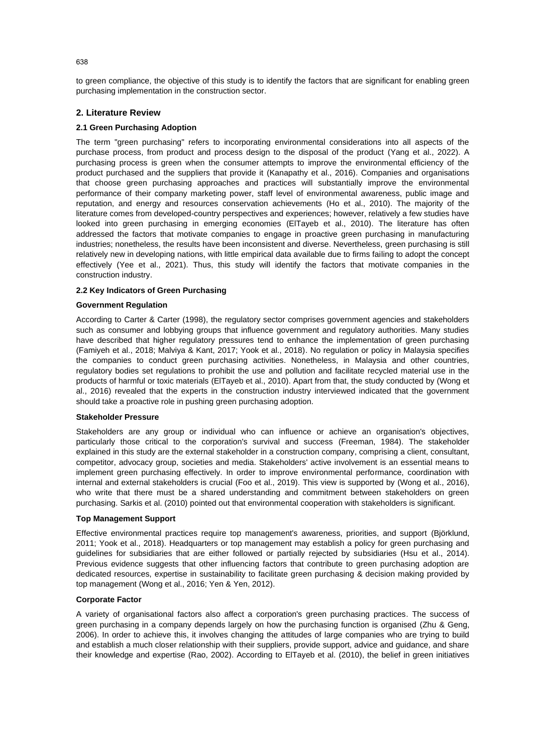to green compliance, the objective of this study is to identify the factors that are significant for enabling green purchasing implementation in the construction sector.

## 2. Literature Review

### 2.1 Green Purchasing Adoption

The term "green purchasing" refers to incorporating environmental considerations into all aspects of the purchase process, from product and process design to the disposal of the product (Yang et al., 2022). A purchasing process is green when the consumer attempts to improve the environmental efficiency of the product purchased and the suppliers that provide it (Kanapathy et al., 2016). Companies and organisations that choose green purchasing approaches and practices will substantially improve the environmental performance of their company marketing power, staff level of environmental awareness, public image and reputation, and energy and resources conservation achievements (Ho et al., 2010). The majority of the literature comes from developed-country perspectives and experiences; however, relatively a few studies have looked into green purchasing in emerging economies (ElTayeb et al., 2010). The literature has often addressed the factors that motivate companies to engage in proactive green purchasing in manufacturing industries; nonetheless, the results have been inconsistent and diverse. Nevertheless, green purchasing is still relatively new in developing nations, with little empirical data available due to firms failing to adopt the concept effectively (Yee et al., 2021). Thus, this study will identify the factors that motivate companies in the construction industry.

### 2.2 Key Indicators of Green Purchasing

#### Government Regulation

According to Carter & Carter (1998), the regulatory sector comprises government agencies and stakeholders such as consumer and lobbying groups that influence government and regulatory authorities. Many studies have described that higher regulatory pressures tend to enhance the implementation of green purchasing (Famiyeh et al., 2018; Malviya & Kant, 2017; Yook et al., 2018). No regulation or policy in Malaysia specifies the companies to conduct green purchasing activities. Nonetheless, in Malaysia and other countries, regulatory bodies set regulations to prohibit the use and pollution and facilitate recycled material use in the products of harmful or toxic materials (ElTayeb et al., 2010). Apart from that, the study conducted by (Wong et al., 2016) revealed that the experts in the construction industry interviewed indicated that the government should take a proactive role in pushing green purchasing adoption.

#### Stakeholder Pressure

Stakeholders are any group or individual who can influence or achieve an organisation's objectives, particularly those critical to the corporation's survival and success (Freeman, 1984). The stakeholder explained in this study are the external stakeholder in a construction company, comprising a client, consultant, competitor, advocacy group, societies and media. Stakeholders' active involvement is an essential means to implement green purchasing effectively. In order to improve environmental performance, coordination with internal and external stakeholders is crucial (Foo et al., 2019). This view is supported by (Wong et al., 2016), who write that there must be a shared understanding and commitment between stakeholders on green purchasing. Sarkis et al. (2010) pointed out that environmental cooperation with stakeholders is significant.

#### Top Management Support

Effective environmental practices require top management's awareness, priorities, and support (Björklund, 2011; Yook et al., 2018). Headquarters or top management may establish a policy for green purchasing and guidelines for subsidiaries that are either followed or partially rejected by subsidiaries (Hsu et al., 2014). Previous evidence suggests that other influencing factors that contribute to green purchasing adoption are dedicated resources, expertise in sustainability to facilitate green purchasing & decision making provided by top management (Wong et al., 2016; Yen & Yen, 2012).

#### Corporate Factor

A variety of organisational factors also affect a corporation's green purchasing practices. The success of green purchasing in a company depends largely on how the purchasing function is organised (Zhu & Geng, 2006). In order to achieve this, it involves changing the attitudes of large companies who are trying to build and establish a much closer relationship with their suppliers, provide support, advice and guidance, and share their knowledge and expertise (Rao, 2002). According to ElTayeb et al. (2010), the belief in green initiatives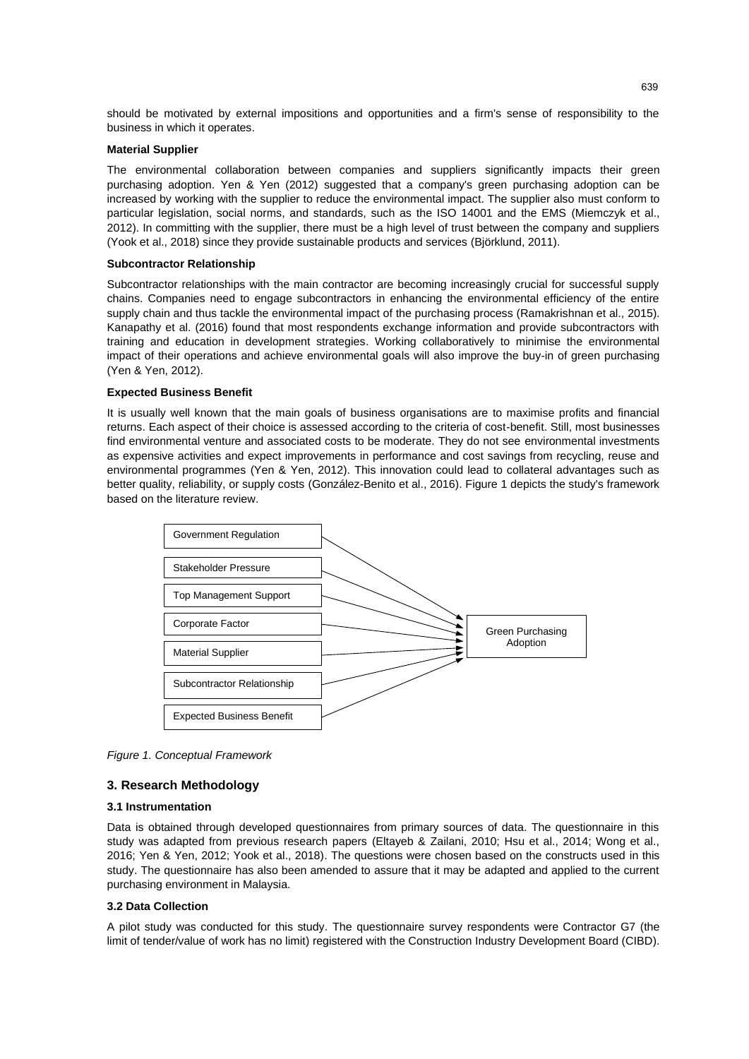should be motivated by external impositions and opportunities and a firm's sense of responsibility to the business in which it operates.

**Material Supplier**

The environmental collaboration between companies and suppliers significantly impacts their green purchasing adoption. Yen & Yen (2012) suggested that a company's green purchasing adoption can be increased by working with the supplier to reduce the environmental impact. The supplier also must conform to particular legislation, social norms, and standards, such as the ISO 14001 and the EMS (Miemczyk et al., 2012). In committing with the supplier, there must be a high level of trust between the company and suppliers (Yook et al., 2018) since they provide sustainable products and services (Björklund, 2011).

**Subcontractor Relationship**

Subcontractor relationships with the main contractor are becoming increasingly crucial for successful supply chains. Companies need to engage subcontractors in enhancing the environmental efficiency of the entire supply chain and thus tackle the environmental impact of the purchasing process (Ramakrishnan et al., 2015). Kanapathy et al. (2016) found that most respondents exchange information and provide subcontractors with training and education in development strategies. Working collaboratively to minimise the environmental impact of their operations and achieve environmental goals will also improve the buy-in of green purchasing (Yen & Yen, 2012).

**Expected Business Benefit**

It is usually well known that the main goals of business organisations are to maximise profits and financial returns. Each aspect of their choice is assessed according to the criteria of cost-benefit. Still, most businesses find environmental venture and associated costs to be moderate. They do not see environmental investments as expensive activities and expect improvements in performance and cost savings from recycling, reuse and environmental programmes (Yen & Yen, 2012). This innovation could lead to collateral advantages such as better quality, reliability, or supply costs (González-Benito et al., 2016). Figure 1 depicts the study's framework based on the literature review.

Government Regulation → Green Purchasing Adoption
Stakeholder Pressure → Green Purchasing Adoption
Top Management Support → Green Purchasing Adoption
Corporate Factor → Green Purchasing Adoption
Material Supplier → Green Purchasing Adoption
Subcontractor Relationship → Green Purchasing Adoption
Expected Business Benefit → Green Purchasing Adoption

*Figure 1. Conceptual Framework*

## 3. Research Methodology

### 3.1 Instrumentation

Data is obtained through developed questionnaires from primary sources of data. The questionnaire in this study was adapted from previous research papers (Eltayeb & Zailani, 2010; Hsu et al., 2014; Wong et al., 2016; Yen & Yen, 2012; Yook et al., 2018). The questions were chosen based on the constructs used in this study. The questionnaire has also been amended to assure that it may be adapted and applied to the current purchasing environment in Malaysia.

### 3.2 Data Collection

A pilot study was conducted for this study. The questionnaire survey respondents were Contractor G7 (the limit of tender/value of work has no limit) registered with the Construction Industry Development Board (CIBD).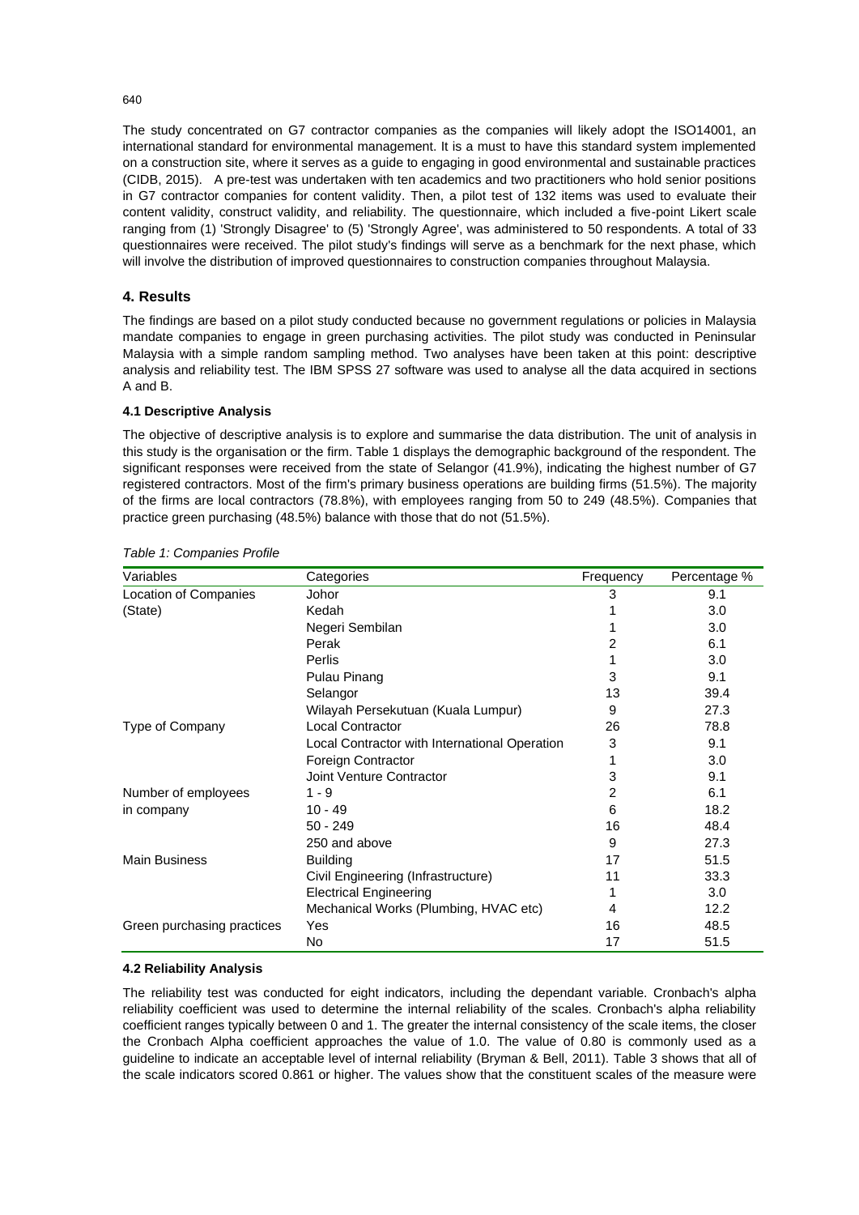The study concentrated on G7 contractor companies as the companies will likely adopt the ISO14001, an international standard for environmental management. It is a must to have this standard system implemented on a construction site, where it serves as a guide to engaging in good environmental and sustainable practices (CIDB, 2015). A pre-test was undertaken with ten academics and two practitioners who hold senior positions in G7 contractor companies for content validity. Then, a pilot test of 132 items was used to evaluate their content validity, construct validity, and reliability. The questionnaire, which included a five-point Likert scale ranging from (1) 'Strongly Disagree' to (5) 'Strongly Agree', was administered to 50 respondents. A total of 33 questionnaires were received. The pilot study's findings will serve as a benchmark for the next phase, which will involve the distribution of improved questionnaires to construction companies throughout Malaysia.

## 4. Results

The findings are based on a pilot study conducted because no government regulations or policies in Malaysia mandate companies to engage in green purchasing activities. The pilot study was conducted in Peninsular Malaysia with a simple random sampling method. Two analyses have been taken at this point: descriptive analysis and reliability test. The IBM SPSS 27 software was used to analyse all the data acquired in sections A and B.

### 4.1 Descriptive Analysis

The objective of descriptive analysis is to explore and summarise the data distribution. The unit of analysis in this study is the organisation or the firm. Table 1 displays the demographic background of the respondent. The significant responses were received from the state of Selangor (41.9%), indicating the highest number of G7 registered contractors. Most of the firm's primary business operations are building firms (51.5%). The majority of the firms are local contractors (78.8%), with employees ranging from 50 to 249 (48.5%). Companies that practice green purchasing (48.5%) balance with those that do not (51.5%).

*Table 1: Companies Profile*

| Variables | Categories | Frequency | Percentage % |
|---|---|---|---|
| Location of Companies (State) | Johor | 3 | 9.1 |
| | Kedah | 1 | 3.0 |
| | Negeri Sembilan | 1 | 3.0 |
| | Perak | 2 | 6.1 |
| | Perlis | 1 | 3.0 |
| | Pulau Pinang | 3 | 9.1 |
| | Selangor | 13 | 39.4 |
| | Wilayah Persekutuan (Kuala Lumpur) | 9 | 27.3 |
| Type of Company | Local Contractor | 26 | 78.8 |
| | Local Contractor with International Operation | 3 | 9.1 |
| | Foreign Contractor | 1 | 3.0 |
| | Joint Venture Contractor | 3 | 9.1 |
| Number of employees in company | 1 - 9 | 2 | 6.1 |
| | 10 - 49 | 6 | 18.2 |
| | 50 - 249 | 16 | 48.4 |
| | 250 and above | 9 | 27.3 |
| Main Business | Building | 17 | 51.5 |
| | Civil Engineering (Infrastructure) | 11 | 33.3 |
| | Electrical Engineering | 1 | 3.0 |
| | Mechanical Works (Plumbing, HVAC etc) | 4 | 12.2 |
| Green purchasing practices | Yes | 16 | 48.5 |
| | No | 17 | 51.5 |

### 4.2 Reliability Analysis

The reliability test was conducted for eight indicators, including the dependant variable. Cronbach's alpha reliability coefficient was used to determine the internal reliability of the scales. Cronbach's alpha reliability coefficient ranges typically between 0 and 1. The greater the internal consistency of the scale items, the closer the Cronbach Alpha coefficient approaches the value of 1.0. The value of 0.80 is commonly used as a guideline to indicate an acceptable level of internal reliability (Bryman & Bell, 2011). Table 3 shows that all of the scale indicators scored 0.861 or higher. The values show that the constituent scales of the measure were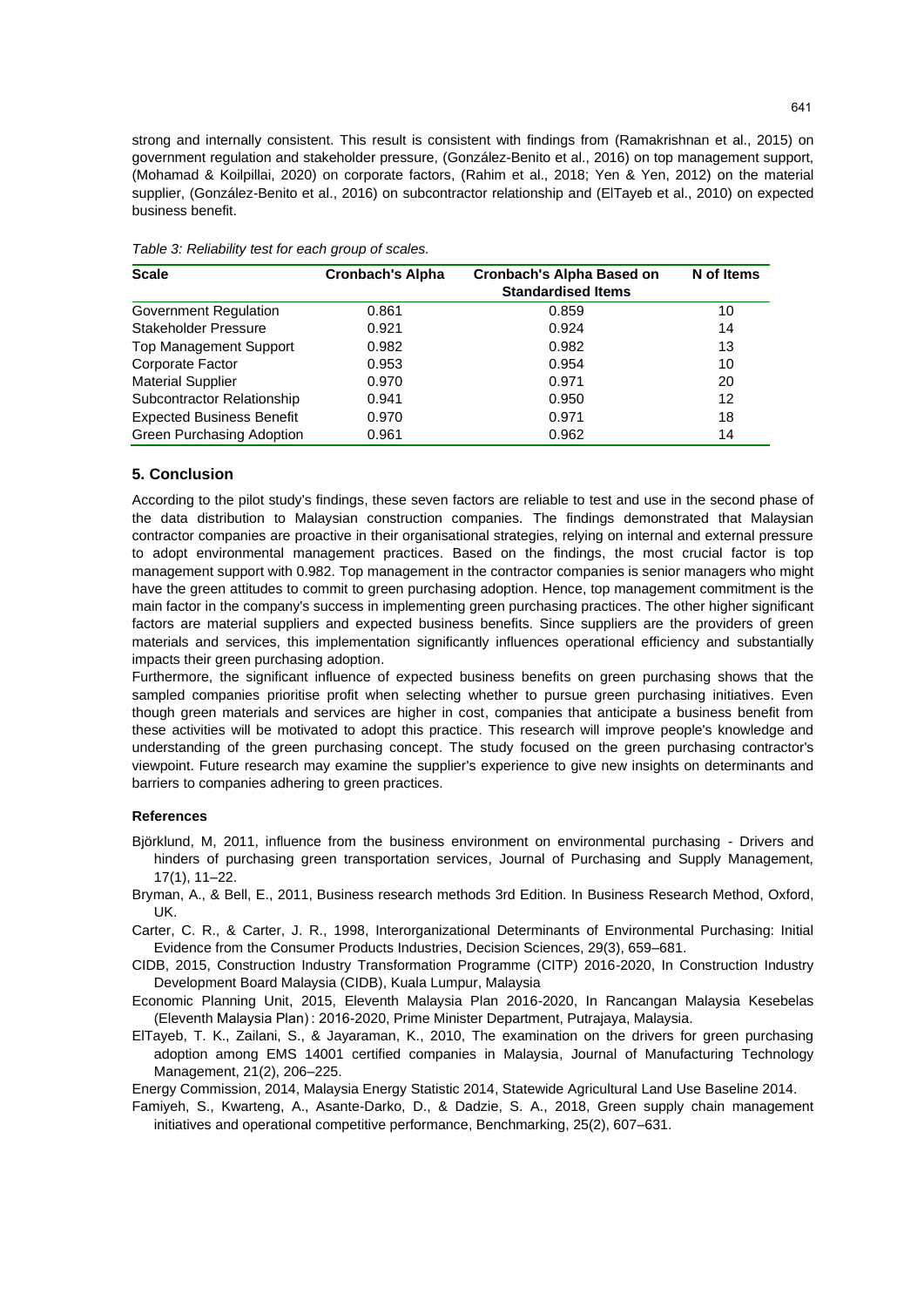strong and internally consistent. This result is consistent with findings from (Ramakrishnan et al., 2015) on government regulation and stakeholder pressure, (González-Benito et al., 2016) on top management support, (Mohamad & Koilpillai, 2020) on corporate factors, (Rahim et al., 2018; Yen & Yen, 2012) on the material supplier, (González-Benito et al., 2016) on subcontractor relationship and (ElTayeb et al., 2010) on expected business benefit.

*Table 3: Reliability test for each group of scales.*

| Scale | Cronbach's Alpha | Cronbach's Alpha Based on Standardised Items | N of Items |
|---|---|---|---|
| Government Regulation | 0.861 | 0.859 | 10 |
| Stakeholder Pressure | 0.921 | 0.924 | 14 |
| Top Management Support | 0.982 | 0.982 | 13 |
| Corporate Factor | 0.953 | 0.954 | 10 |
| Material Supplier | 0.970 | 0.971 | 20 |
| Subcontractor Relationship | 0.941 | 0.950 | 12 |
| Expected Business Benefit | 0.970 | 0.971 | 18 |
| Green Purchasing Adoption | 0.961 | 0.962 | 14 |

## 5. Conclusion

According to the pilot study's findings, these seven factors are reliable to test and use in the second phase of the data distribution to Malaysian construction companies. The findings demonstrated that Malaysian contractor companies are proactive in their organisational strategies, relying on internal and external pressure to adopt environmental management practices. Based on the findings, the most crucial factor is top management support with 0.982. Top management in the contractor companies is senior managers who might have the green attitudes to commit to green purchasing adoption. Hence, top management commitment is the main factor in the company's success in implementing green purchasing practices. The other higher significant factors are material suppliers and expected business benefits. Since suppliers are the providers of green materials and services, this implementation significantly influences operational efficiency and substantially impacts their green purchasing adoption.

Furthermore, the significant influence of expected business benefits on green purchasing shows that the sampled companies prioritise profit when selecting whether to pursue green purchasing initiatives. Even though green materials and services are higher in cost, companies that anticipate a business benefit from these activities will be motivated to adopt this practice. This research will improve people's knowledge and understanding of the green purchasing concept. The study focused on the green purchasing contractor's viewpoint. Future research may examine the supplier's experience to give new insights on determinants and barriers to companies adhering to green practices.

### References

Björklund, M, 2011, influence from the business environment on environmental purchasing - Drivers and hinders of purchasing green transportation services, Journal of Purchasing and Supply Management, 17(1), 11–22.

Bryman, A., & Bell, E., 2011, Business research methods 3rd Edition. In Business Research Method, Oxford, UK.

Carter, C. R., & Carter, J. R., 1998, Interorganizational Determinants of Environmental Purchasing: Initial Evidence from the Consumer Products Industries, Decision Sciences, 29(3), 659–681.

CIDB, 2015, Construction Industry Transformation Programme (CITP) 2016-2020, In Construction Industry Development Board Malaysia (CIDB), Kuala Lumpur, Malaysia

Economic Planning Unit, 2015, Eleventh Malaysia Plan 2016-2020, In Rancangan Malaysia Kesebelas (Eleventh Malaysia Plan) : 2016-2020, Prime Minister Department, Putrajaya, Malaysia.

ElTayeb, T. K., Zailani, S., & Jayaraman, K., 2010, The examination on the drivers for green purchasing adoption among EMS 14001 certified companies in Malaysia, Journal of Manufacturing Technology Management, 21(2), 206–225.

Energy Commission, 2014, Malaysia Energy Statistic 2014, Statewide Agricultural Land Use Baseline 2014.

Famiyeh, S., Kwarteng, A., Asante-Darko, D., & Dadzie, S. A., 2018, Green supply chain management initiatives and operational competitive performance, Benchmarking, 25(2), 607–631.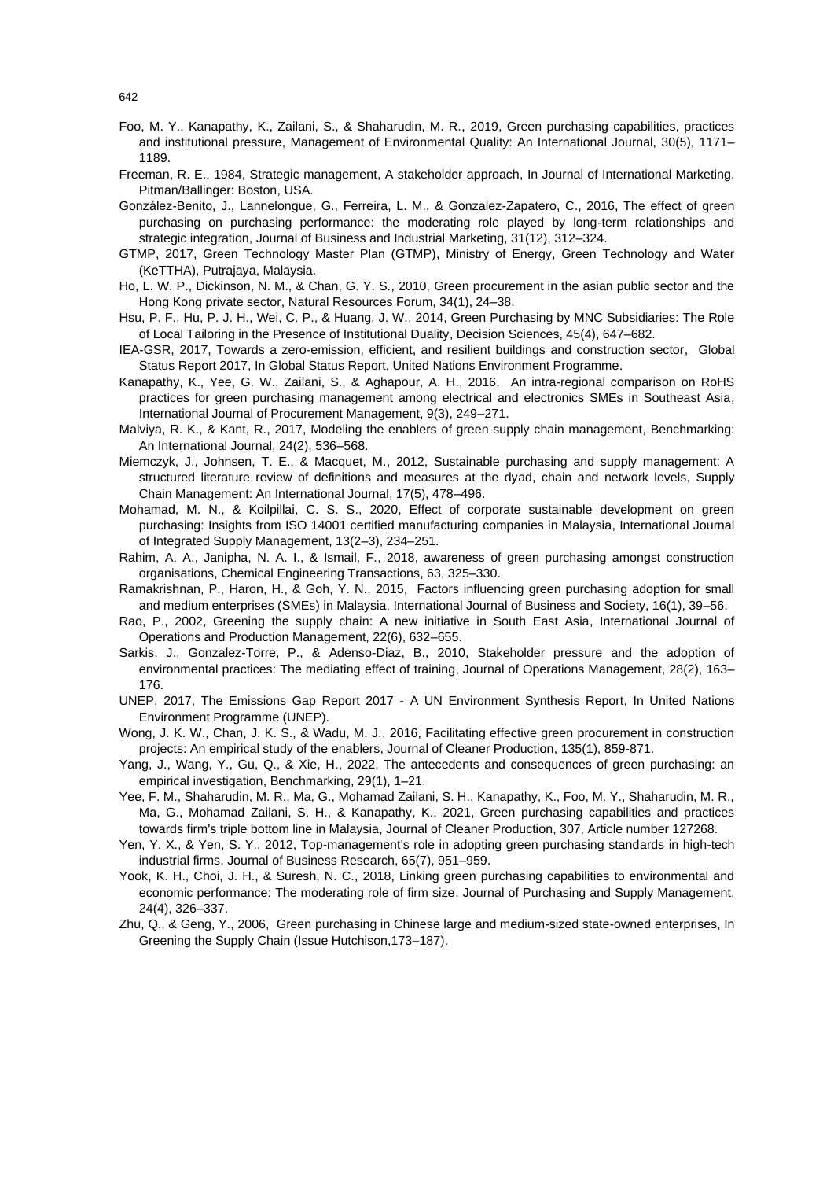Foo, M. Y., Kanapathy, K., Zailani, S., & Shaharudin, M. R., 2019, Green purchasing capabilities, practices and institutional pressure, Management of Environmental Quality: An International Journal, 30(5), 1171–1189.

Freeman, R. E., 1984, Strategic management, A stakeholder approach, In Journal of International Marketing, Pitman/Ballinger: Boston, USA.

González-Benito, J., Lannelongue, G., Ferreira, L. M., & Gonzalez-Zapatero, C., 2016, The effect of green purchasing on purchasing performance: the moderating role played by long-term relationships and strategic integration, Journal of Business and Industrial Marketing, 31(12), 312–324.

GTMP, 2017, Green Technology Master Plan (GTMP), Ministry of Energy, Green Technology and Water (KeTTHA), Putrajaya, Malaysia.

Ho, L. W. P., Dickinson, N. M., & Chan, G. Y. S., 2010, Green procurement in the asian public sector and the Hong Kong private sector, Natural Resources Forum, 34(1), 24–38.

Hsu, P. F., Hu, P. J. H., Wei, C. P., & Huang, J. W., 2014, Green Purchasing by MNC Subsidiaries: The Role of Local Tailoring in the Presence of Institutional Duality, Decision Sciences, 45(4), 647–682.

IEA-GSR, 2017, Towards a zero-emission, efficient, and resilient buildings and construction sector, Global Status Report 2017, In Global Status Report, United Nations Environment Programme.

Kanapathy, K., Yee, G. W., Zailani, S., & Aghapour, A. H., 2016, An intra-regional comparison on RoHS practices for green purchasing management among electrical and electronics SMEs in Southeast Asia, International Journal of Procurement Management, 9(3), 249–271.

Malviya, R. K., & Kant, R., 2017, Modeling the enablers of green supply chain management, Benchmarking: An International Journal, 24(2), 536–568.

Miemczyk, J., Johnsen, T. E., & Macquet, M., 2012, Sustainable purchasing and supply management: A structured literature review of definitions and measures at the dyad, chain and network levels, Supply Chain Management: An International Journal, 17(5), 478–496.

Mohamad, M. N., & Koilpillai, C. S. S., 2020, Effect of corporate sustainable development on green purchasing: Insights from ISO 14001 certified manufacturing companies in Malaysia, International Journal of Integrated Supply Management, 13(2–3), 234–251.

Rahim, A. A., Janipha, N. A. I., & Ismail, F., 2018, awareness of green purchasing amongst construction organisations, Chemical Engineering Transactions, 63, 325–330.

Ramakrishnan, P., Haron, H., & Goh, Y. N., 2015, Factors influencing green purchasing adoption for small and medium enterprises (SMEs) in Malaysia, International Journal of Business and Society, 16(1), 39–56.

Rao, P., 2002, Greening the supply chain: A new initiative in South East Asia, International Journal of Operations and Production Management, 22(6), 632–655.

Sarkis, J., Gonzalez-Torre, P., & Adenso-Diaz, B., 2010, Stakeholder pressure and the adoption of environmental practices: The mediating effect of training, Journal of Operations Management, 28(2), 163–176.

UNEP, 2017, The Emissions Gap Report 2017 - A UN Environment Synthesis Report, In United Nations Environment Programme (UNEP).

Wong, J. K. W., Chan, J. K. S., & Wadu, M. J., 2016, Facilitating effective green procurement in construction projects: An empirical study of the enablers, Journal of Cleaner Production, 135(1), 859-871.

Yang, J., Wang, Y., Gu, Q., & Xie, H., 2022, The antecedents and consequences of green purchasing: an empirical investigation, Benchmarking, 29(1), 1–21.

Yee, F. M., Shaharudin, M. R., Ma, G., Mohamad Zailani, S. H., Kanapathy, K., Foo, M. Y., Shaharudin, M. R., Ma, G., Mohamad Zailani, S. H., & Kanapathy, K., 2021, Green purchasing capabilities and practices towards firm's triple bottom line in Malaysia, Journal of Cleaner Production, 307, Article number 127268.

Yen, Y. X., & Yen, S. Y., 2012, Top-management's role in adopting green purchasing standards in high-tech industrial firms, Journal of Business Research, 65(7), 951–959.

Yook, K. H., Choi, J. H., & Suresh, N. C., 2018, Linking green purchasing capabilities to environmental and economic performance: The moderating role of firm size, Journal of Purchasing and Supply Management, 24(4), 326–337.

Zhu, Q., & Geng, Y., 2006, Green purchasing in Chinese large and medium-sized state-owned enterprises, In Greening the Supply Chain (Issue Hutchison,173–187).